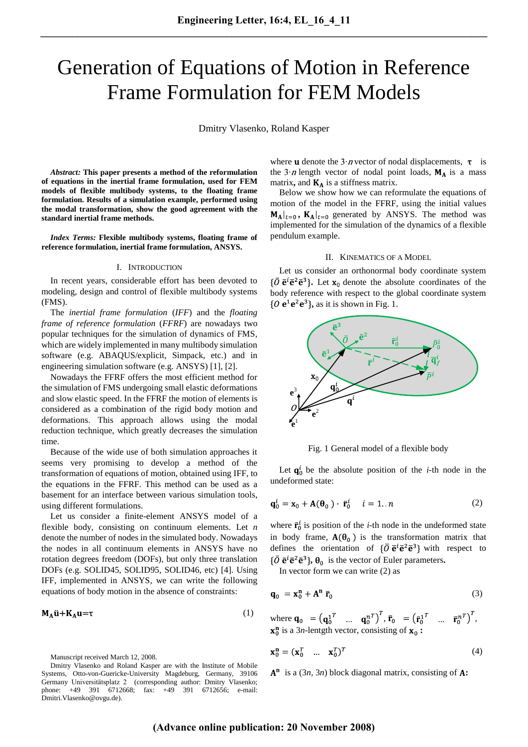# Generation of Equations of Motion in Reference Frame Formulation for FEM Models

Dmitry Vlasenko, Roland Kasper

***Abstract:*** **This paper presents a method of the reformulation of equations in the inertial frame formulation, used for FEM models of flexible multibody systems, to the floating frame formulation. Results of a simulation example, performed using the modal transformation, show the good agreement with the standard inertial frame methods.**

***Index Terms:*** **Flexible multibody systems, floating frame of reference formulation, inertial frame formulation, ANSYS.**

## I. Introduction

In recent years, considerable effort has been devoted to modeling, design and control of flexible multibody systems (FMS).

The *inertial frame formulation* (*IFF*) and the *floating frame of reference formulation* (*FFRF*) are nowadays two popular techniques for the simulation of dynamics of FMS, which are widely implemented in many multibody simulation software (e.g. ABAQUS/explicit, Simpack, etc.) and in engineering simulation software (e.g. ANSYS) [1], [2].

Nowadays the FFRF offers the most efficient method for the simulation of FMS undergoing small elastic deformations and slow elastic speed. In the FFRF the motion of elements is considered as a combination of the rigid body motion and deformations. This approach allows using the modal reduction technique, which greatly decreases the simulation time.

Because of the wide use of both simulation approaches it seems very promising to develop a method for the transformation of equations of motion, obtained using IFF, to the equations in the FFRF. This method can be used as a basement for an interface between various simulation tools, using different formulations.

Let us consider a finite-element ANSYS model of a flexible body, consisting on continuum elements. Let $n$ denote the number of nodes in the simulated body. Nowadays the nodes in all continuum elements in ANSYS have no rotation degrees freedom (DOFs), but only three translation DOFs (e.g. SOLID45, SOLID95, SOLID46, etc) [4]. Using IFF, implemented in ANSYS, we can write the following equations of body motion in the absence of constraints:

$$\mathbf{M_A}\ddot{\mathbf{u}}+\mathbf{K_A}\mathbf{u}=\boldsymbol{\tau} \tag{1}$$

where $\mathbf{u}$ denote the $3{\cdot}n$ vector of nodal displacements, $\boldsymbol{\tau}$ is the $3{\cdot}n$ length vector of nodal point loads, $\mathbf{M_A}$ is a mass matrix, and $\mathbf{K_A}$ is a stiffness matrix.

Below we show how we can reformulate the equations of motion of the model in the FFRF, using the initial values $\mathbf{M_A}|_{t=0}$, $\mathbf{K_A}|_{t=0}$ generated by ANSYS. The method was implemented for the simulation of the dynamics of a flexible pendulum example.

## II. Kinematics of a Model

Let us consider an orthonormal body coordinate system $\{\bar{O}\ \bar{\mathbf{e}}^i\bar{\mathbf{e}}^2\bar{\mathbf{e}}^3\}$. Let $\mathbf{x}_0$ denote the absolute coordinates of the body reference with respect to the global coordinate system $\{O\ \mathbf{e}^1\mathbf{e}^2\mathbf{e}^3\}$, as it is shown in Fig. 1.

Fig. 1 General model of a flexible body

Let $\mathbf{q}_0^i$ be the absolute position of the $i$-th node in the undeformed state:

$$\mathbf{q}_0^i = \mathbf{x}_0 + \mathbf{A}(\boldsymbol{\theta}_0)\cdot\bar{\mathbf{r}}_0^i \quad i=1..n \tag{2}$$

where $\bar{\mathbf{r}}_0^i$ is position of the $i$-th node in the undeformed state in body frame, $\mathbf{A}(\boldsymbol{\theta}_0)$ is the transformation matrix that defines the orientation of $\{\bar{O}\ \bar{\mathbf{e}}^i\bar{\mathbf{e}}^2\bar{\mathbf{e}}^3\}$ with respect to $\{\bar{O}\ \bar{\mathbf{e}}^i\bar{\mathbf{e}}^2\bar{\mathbf{e}}^3\}$, $\boldsymbol{\theta}_0$ is the vector of Euler parameters.

In vector form we can write (2) as

$$\mathbf{q}_0 = \mathbf{x}_0^{\mathbf{n}} + \mathbf{A}^{\mathbf{n}}\,\bar{\mathbf{r}}_0 \tag{3}$$

where $\mathbf{q}_0 = \left(\mathbf{q}_0^{1\,T} \ \ \ldots \ \ \mathbf{q}_0^{n\,T}\right)^T$, $\bar{\mathbf{r}}_0 = \left(\bar{\mathbf{r}}_0^{1\,T} \ \ \ldots \ \ \bar{\mathbf{r}}_0^{n\,T}\right)^T$, $\mathbf{x}_0^{\mathbf{n}}$ is a 3$n$-lengtgh vector, consisting of $\mathbf{x}_0$ :

$$\mathbf{x}_0^{\mathbf{n}} = (\mathbf{x}_0^T \ \ \ldots \ \ \mathbf{x}_0^T)^T \tag{4}$$

$\mathbf{A}^{\mathbf{n}}$ is a (3$n$, 3$n$) block diagonal matrix, consisting of $\mathbf{A}$:

Manuscript received March 12, 2008.

Dmitry Vlasenko and Roland Kasper are with the Institute of Mobile Systems, Otto-von-Guericke-University Magdeburg, Germany, 39106 Germany Universitätsplatz 2 (corresponding author: Dmitry Vlasenko; phone: +49 391 6712668; fax: +49 391 6712656; e-mail: Dmitri.Vlasenko@ovgu.de).

**(Advance online publication: 20 November 2008)**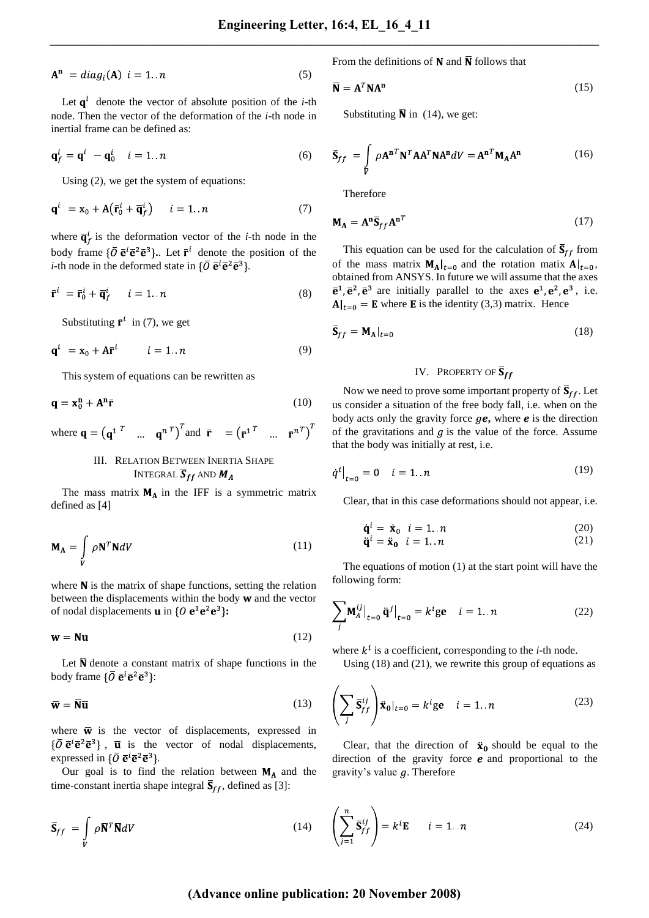$$\mathbf{A^n} = diag_i(\mathbf{A}) \;\; i = 1..n \tag{5}$$

Let $\mathbf{q}^i$ denote the vector of absolute position of the *i*-th node. Then the vector of the deformation of the *i*-th node in inertial frame can be defined as:

$$\mathbf{q}_f^i = \mathbf{q}^i - \mathbf{q}_0^i \quad i = 1..n \tag{6}$$

Using (2), we get the system of equations:

$$\mathbf{q}^i = \mathbf{x}_0 + \mathbf{A}\left(\bar{\mathbf{r}}_0^i + \bar{\mathbf{q}}_f^i\right) \quad i = 1..n \tag{7}$$

where $\bar{\mathbf{q}}_f^i$ is the deformation vector of the *i*-th node in the body frame $\{\bar{O}\;\bar{\mathbf{e}}^i\bar{\mathbf{e}}^2\bar{\mathbf{e}}^3\}$.. Let $\bar{\mathbf{r}}^i$ denote the position of the *i*-th node in the deformed state in $\{\bar{O}\;\bar{\mathbf{e}}^i\bar{\mathbf{e}}^2\bar{\mathbf{e}}^3\}$.

$$\bar{\mathbf{r}}^i = \bar{\mathbf{r}}_0^i + \bar{\mathbf{q}}_f^i \quad i = 1..n \tag{8}$$

Substituting $\bar{\mathbf{r}}^i$ in (7), we get

$$\mathbf{q}^i = \mathbf{x}_0 + \mathbf{A}\bar{\mathbf{r}}^i \quad i = 1..n \tag{9}$$

This system of equations can be rewritten as

$$\mathbf{q} = \mathbf{x}_0^{\mathbf{n}} + \mathbf{A^n}\bar{\mathbf{r}} \tag{10}$$

where $\mathbf{q} = \left(\mathbf{q}^{1\,T} \;\; \dots \;\; \mathbf{q}^{n\,T}\right)^T$ and $\bar{\mathbf{r}} = \left(\bar{\mathbf{r}}^{1\,T} \;\; \dots \;\; \bar{\mathbf{r}}^{n\,T}\right)^T$

## III. Relation Between Inertia Shape Integral $\bar{\mathbf{S}}_{ff}$ and $\mathbf{M_A}$

The mass matrix $\mathbf{M_A}$ in the IFF is a symmetric matrix defined as [4]

$$\mathbf{M_A} = \int_V \rho \mathbf{N}^T\mathbf{N}dV \tag{11}$$

where $\mathbf{N}$ is the matrix of shape functions, setting the relation between the displacements within the body $\mathbf{w}$ and the vector of nodal displacements $\mathbf{u}$ in $\{O\;\mathbf{e}^1\mathbf{e}^2\mathbf{e}^3\}$:

$$\mathbf{w} = \mathbf{N}\mathbf{u} \tag{12}$$

Let $\bar{\mathbf{N}}$ denote a constant matrix of shape functions in the body frame $\{\bar{O}\;\bar{\mathbf{e}}^i\bar{\mathbf{e}}^2\bar{\mathbf{e}}^3\}$:

$$\bar{\mathbf{w}} = \bar{\mathbf{N}}\bar{\mathbf{u}} \tag{13}$$

where $\bar{\mathbf{w}}$ is the vector of displacements, expressed in $\{\bar{O}\;\bar{\mathbf{e}}^i\bar{\mathbf{e}}^2\bar{\mathbf{e}}^3\}$, $\bar{\mathbf{u}}$ is the vector of nodal displacements, expressed in $\{\bar{O}\;\bar{\mathbf{e}}^i\bar{\mathbf{e}}^2\bar{\mathbf{e}}^3\}$.

Our goal is to find the relation between $\mathbf{M_A}$ and the time-constant inertia shape integral $\bar{\mathbf{S}}_{ff}$, defined as [3]:

$$\bar{\mathbf{S}}_{ff} = \int_V \rho \bar{\mathbf{N}}^T\bar{\mathbf{N}}dV \tag{14}$$

From the definitions of $\mathbf{N}$ and $\bar{\mathbf{N}}$ follows that

$$\bar{\mathbf{N}} = \mathbf{A}^T\mathbf{N}\mathbf{A^n} \tag{15}$$

Substituting $\bar{\mathbf{N}}$ in (14), we get:

$$\bar{\mathbf{S}}_{ff} = \int_V \rho \mathbf{A^n}^T\mathbf{N}^T\mathbf{A}\mathbf{A}^T\mathbf{N}\mathbf{A^n}dV = \mathbf{A^n}^T\mathbf{M_A}\mathbf{A^n} \tag{16}$$

Therefore

$$\mathbf{M_A} = \mathbf{A^n}\bar{\mathbf{S}}_{ff}\mathbf{A^n}^T \tag{17}$$

This equation can be used for the calculation of $\bar{\mathbf{S}}_{ff}$ from of the mass matrix $\mathbf{M_A}|_{t=0}$ and the rotation matix $\mathbf{A}|_{t=0}$, obtained from ANSYS. In future we will assume that the axes $\bar{\mathbf{e}}^1, \bar{\mathbf{e}}^2, \bar{\mathbf{e}}^3$ are initially parallel to the axes $\mathbf{e}^1, \mathbf{e}^2, \mathbf{e}^3$, i.e. $\mathbf{A}|_{t=0} = \mathbf{E}$ where $\mathbf{E}$ is the identity (3,3) matrix. Hence

$$\bar{\mathbf{S}}_{ff} = \mathbf{M_A}|_{t=0} \tag{18}$$

## IV. Property of $\bar{\mathbf{S}}_{ff}$

Now we need to prove some important property of $\bar{\mathbf{S}}_{ff}$. Let us consider a situation of the free body fall, i.e. when on the body acts only the gravity force $g\boldsymbol{e}$, where $\boldsymbol{e}$ is the direction of the gravitations and $g$ is the value of the force. Assume that the body was initially at rest, i.e.

$$\dot{q}^i\big|_{t=0} = 0 \quad i = 1..n \tag{19}$$

Clear, that in this case deformations should not appear, i.e.

$$\dot{\mathbf{q}}^i = \dot{\mathbf{x}}_0 \;\; i = 1..n \tag{20}$$

$$\ddot{\mathbf{q}}^i = \ddot{\mathbf{x}}_0 \;\; i = 1..n \tag{21}$$

The equations of motion (1) at the start point will have the following form:

$$\sum_j \mathbf{M}_A^{ij}\big|_{t=0}\ddot{\mathbf{q}}^j\big|_{t=0} = k^i g\mathbf{e} \quad i = 1..n \tag{22}$$

where $k^i$ is a coefficient, corresponding to the *i*-th node.

Using (18) and (21), we rewrite this group of equations as

$$\left(\sum_j \bar{\mathbf{S}}_{ff}^{ij}\right)\ddot{\mathbf{x}}_0|_{t=0} = k^i g\mathbf{e} \quad i = 1..n \tag{23}$$

Clear, that the direction of $\ddot{\mathbf{x}}_0$ should be equal to the direction of the gravity force $\boldsymbol{e}$ and proportional to the gravity's value $g$. Therefore

$$\left(\sum_{j=1}^n \bar{\mathbf{S}}_{ff}^{ij}\right) = k^i\mathbf{E} \quad i = 1..n \tag{24}$$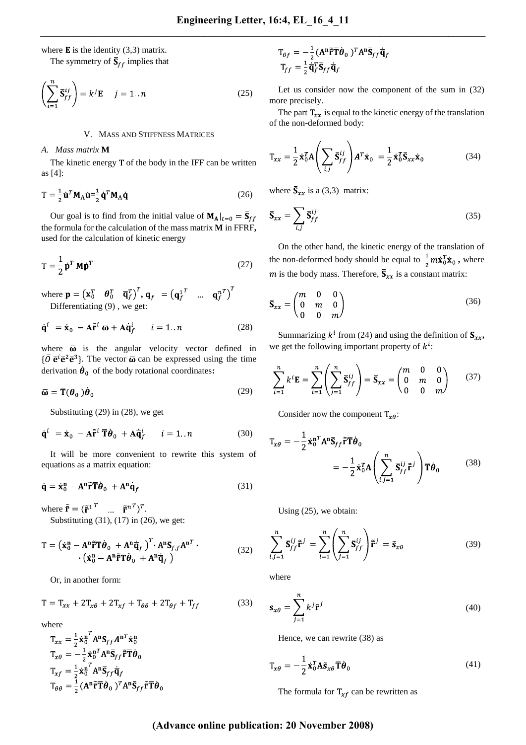where $\mathbf{E}$ is the identity (3,3) matrix.

The symmetry of $\bar{\mathbf{S}}_{ff}$ implies that

$$\left(\sum_{i=1}^{n} \bar{\mathbf{S}}_{ff}^{ij}\right) = k^j \mathbf{E} \quad j = 1..n \tag{25}$$

## V. Mass and Stiffness Matrices

### A. Mass matrix M

The kinetic energy T of the body in the IFF can be written as [4]:

$$\mathrm{T} = \frac{1}{2}\dot{\mathbf{u}}^T \mathbf{M}_\mathrm{A} \dot{\mathbf{u}} = \frac{1}{2}\dot{\mathbf{q}}^T \mathbf{M}_\mathrm{A} \dot{\mathbf{q}} \tag{26}$$

Our goal is to find from the initial value of $\mathbf{M}_\mathrm{A}|_{t=0} = \bar{\mathbf{S}}_{ff}$ the formula for the calculation of the mass matrix **M** in FFRF, used for the calculation of kinetic energy

$$\mathrm{T} = \frac{1}{2}\dot{\mathbf{p}}^T \mathbf{M} \dot{\mathbf{p}}^T \tag{27}$$

where $\mathbf{p} = \begin{pmatrix}\mathbf{x}_0^T & \boldsymbol{\theta}_0^T & \bar{\mathbf{q}}_f^T\end{pmatrix}^T$, $\mathbf{q}_f = \begin{pmatrix}\mathbf{q}_f^{1\,T} & \ldots & \mathbf{q}_f^{n\,T}\end{pmatrix}^T$

Differentiating (9) , we get:

$$\dot{\mathbf{q}}^i = \dot{\mathbf{x}}_0 - \mathbf{A}\tilde{\bar{\mathbf{r}}}^i \bar{\boldsymbol{\omega}} + \mathbf{A}\dot{\bar{\mathbf{q}}}_f^i \quad i = 1..n \tag{28}$$

where $\bar{\boldsymbol{\omega}}$ is the angular velocity vector defined in $\{\bar{O}\,\bar{\mathbf{e}}^i\bar{\mathbf{e}}^2\bar{\mathbf{e}}^3\}$. The vector $\bar{\boldsymbol{\omega}}$ can be expressed using the time derivation $\dot{\boldsymbol{\theta}}_0$ of the body rotational coordinates:

$$\bar{\boldsymbol{\omega}} = \bar{\mathbf{T}}(\boldsymbol{\theta}_0)\dot{\boldsymbol{\theta}}_0 \tag{29}$$

Substituting (29) in (28), we get

$$\dot{\mathbf{q}}^i = \dot{\mathbf{x}}_0 - \mathbf{A}\tilde{\bar{\mathbf{r}}}^i \bar{\mathbf{T}}\dot{\boldsymbol{\theta}}_0 + \mathbf{A}\dot{\bar{\mathbf{q}}}_f^i \quad i = 1..n \tag{30}$$

It will be more convenient to rewrite this system of equations as a matrix equation:

$$\dot{\mathbf{q}} = \dot{\mathbf{x}}_0^\mathbf{n} - \mathbf{A}^\mathbf{n}\tilde{\bar{\mathbf{r}}}\bar{\mathbf{T}}\dot{\boldsymbol{\theta}}_0 + \mathbf{A}^\mathbf{n}\dot{\bar{\mathbf{q}}}_f \tag{31}$$

where $\tilde{\bar{\mathbf{r}}} = (\tilde{\bar{\mathbf{r}}}^{1\,T} \ \ldots \ \tilde{\bar{\mathbf{r}}}^{n\,T})^T$.

Substituting (31), (17) in (26), we get:

$$\mathrm{T} = \left(\dot{\mathbf{x}}_0^\mathbf{n} - \mathbf{A}^\mathbf{n}\tilde{\bar{\mathbf{r}}}\bar{\mathbf{T}}\dot{\boldsymbol{\theta}}_0 + \mathbf{A}^\mathbf{n}\dot{\bar{\mathbf{q}}}_f\right)^T \cdot \mathbf{A}^\mathbf{n}\bar{\mathbf{S}}_{f,f}\mathbf{A}^{\mathbf{n}T} \cdot \left(\dot{\mathbf{x}}_0^\mathbf{n} - \mathbf{A}^\mathbf{n}\tilde{\bar{\mathbf{r}}}\bar{\mathbf{T}}\dot{\boldsymbol{\theta}}_0 + \mathbf{A}^\mathbf{n}\dot{\bar{\mathbf{q}}}_f\right) \tag{32}$$

Or, in another form:

$$\mathrm{T} = \mathrm{T}_{xx} + 2\mathrm{T}_{x\theta} + 2\mathrm{T}_{xf} + \mathrm{T}_{\theta\theta} + 2\mathrm{T}_{\theta f} + \mathrm{T}_{ff} \tag{33}$$

where

$$\mathrm{T}_{xx} = \tfrac{1}{2}\dot{\mathbf{x}}_0^{\mathbf{n}\,T}\mathbf{A}^\mathbf{n}\bar{\mathbf{S}}_{ff}\mathbf{A}^{\mathbf{n}T}\dot{\mathbf{x}}_0^\mathbf{n}$$

$$\mathrm{T}_{x\theta} = -\tfrac{1}{2}\dot{\mathbf{x}}_0^{\mathbf{n}\,T}\mathbf{A}^\mathbf{n}\bar{\mathbf{S}}_{ff}\tilde{\bar{\mathbf{r}}}\bar{\mathbf{T}}\dot{\boldsymbol{\theta}}_0$$

$$\mathrm{T}_{xf} = \tfrac{1}{2}\dot{\mathbf{x}}_0^{\mathbf{n}\,T}\mathbf{A}^\mathbf{n}\bar{\mathbf{S}}_{ff}\dot{\bar{\mathbf{q}}}_f$$

$$\mathrm{T}_{\theta\theta} = \tfrac{1}{2}(\mathbf{A}^\mathbf{n}\tilde{\bar{\mathbf{r}}}\bar{\mathbf{T}}\dot{\boldsymbol{\theta}}_0)^T\mathbf{A}^\mathbf{n}\bar{\mathbf{S}}_{ff}\tilde{\bar{\mathbf{r}}}\bar{\mathbf{T}}\dot{\boldsymbol{\theta}}_0$$

$$\mathrm{T}_{\theta f} = -\tfrac{1}{2}(\mathbf{A}^\mathbf{n}\tilde{\bar{\mathbf{r}}}\bar{\mathbf{T}}\dot{\boldsymbol{\theta}}_0)^T\mathbf{A}^\mathbf{n}\bar{\mathbf{S}}_{ff}\dot{\bar{\mathbf{q}}}_f$$

$$\mathrm{T}_{ff} = \tfrac{1}{2}\dot{\bar{\mathbf{q}}}_f^T\bar{\mathbf{S}}_{ff}\dot{\bar{\mathbf{q}}}_f$$

Let us consider now the component of the sum in (32) more precisely.

The part $\mathrm{T}_{xx}$ is equal to the kinetic energy of the translation of the non-deformed body:

$$\mathrm{T}_{xx} = \frac{1}{2}\dot{\mathbf{x}}_0^T\mathbf{A}\left(\sum_{i,j}\bar{\mathbf{S}}_{ff}^{ij}\right)\mathbf{A}^T\dot{\mathbf{x}}_0 = \frac{1}{2}\dot{\mathbf{x}}_0^T\bar{\mathbf{S}}_{xx}\dot{\mathbf{x}}_0 \tag{34}$$

where $\bar{\mathbf{S}}_{xx}$ is a (3,3) matrix:

$$\bar{\mathbf{S}}_{xx} = \sum_{i,j}\bar{\mathbf{S}}_{ff}^{ij} \tag{35}$$

On the other hand, the kinetic energy of the translation of the non-deformed body should be equal to $\frac{1}{2}m\dot{\mathbf{x}}_0^T\dot{\mathbf{x}}_0$ , where $m$ is the body mass. Therefore, $\bar{\mathbf{S}}_{xx}$ is a constant matrix:

$$\bar{\mathbf{S}}_{xx} = \begin{pmatrix} m & 0 & 0 \\ 0 & m & 0 \\ 0 & 0 & m \end{pmatrix} \tag{36}$$

Summarizing $k^i$ from (24) and using the definition of $\bar{\mathbf{S}}_{xx}$, we get the following important property of $k^i$:

$$\sum_{i=1}^{n} k^i\mathbf{E} = \sum_{i=1}^{n}\left(\sum_{j=1}^{n}\bar{\mathbf{S}}_{ff}^{ij}\right) = \bar{\mathbf{S}}_{xx} = \begin{pmatrix} m & 0 & 0 \\ 0 & m & 0 \\ 0 & 0 & m \end{pmatrix} \tag{37}$$

Consider now the component $\mathrm{T}_{x\theta}$:

$$\mathrm{T}_{x\theta} = -\frac{1}{2}\dot{\mathbf{x}}_0^{\mathbf{n}\,T}\mathbf{A}^\mathbf{n}\bar{\mathbf{S}}_{ff}\tilde{\bar{\mathbf{r}}}\bar{\mathbf{T}}\dot{\boldsymbol{\theta}}_0 = -\frac{1}{2}\dot{\mathbf{x}}_0^T\mathbf{A}\left(\sum_{i,j=1}^{n}\bar{\mathbf{S}}_{ff}^{ij}\tilde{\bar{\mathbf{r}}}^j\right)\bar{\mathbf{T}}\dot{\boldsymbol{\theta}}_0 \tag{38}$$

Using (25), we obtain:

$$\sum_{i,j=1}^{n}\bar{\mathbf{S}}_{ff}^{ij}\tilde{\bar{\mathbf{r}}}^j = \sum_{i=1}^{n}\left(\sum_{j=1}^{n}\bar{\mathbf{S}}_{ff}^{ij}\right)\tilde{\bar{\mathbf{r}}}^j = \tilde{\mathbf{s}}_{x\theta} \tag{39}$$

where

$$\mathbf{s}_{x\theta} = \sum_{j=1}^{n} k^j\bar{\mathbf{r}}^j \tag{40}$$

Hence, we can rewrite (38) as

$$\mathrm{T}_{x\theta} = -\frac{1}{2}\dot{\mathbf{x}}_0^T\mathbf{A}\tilde{\mathbf{s}}_{x\theta}\bar{\mathbf{T}}\dot{\boldsymbol{\theta}}_0 \tag{41}$$

The formula for $\mathrm{T}_{xf}$ can be rewritten as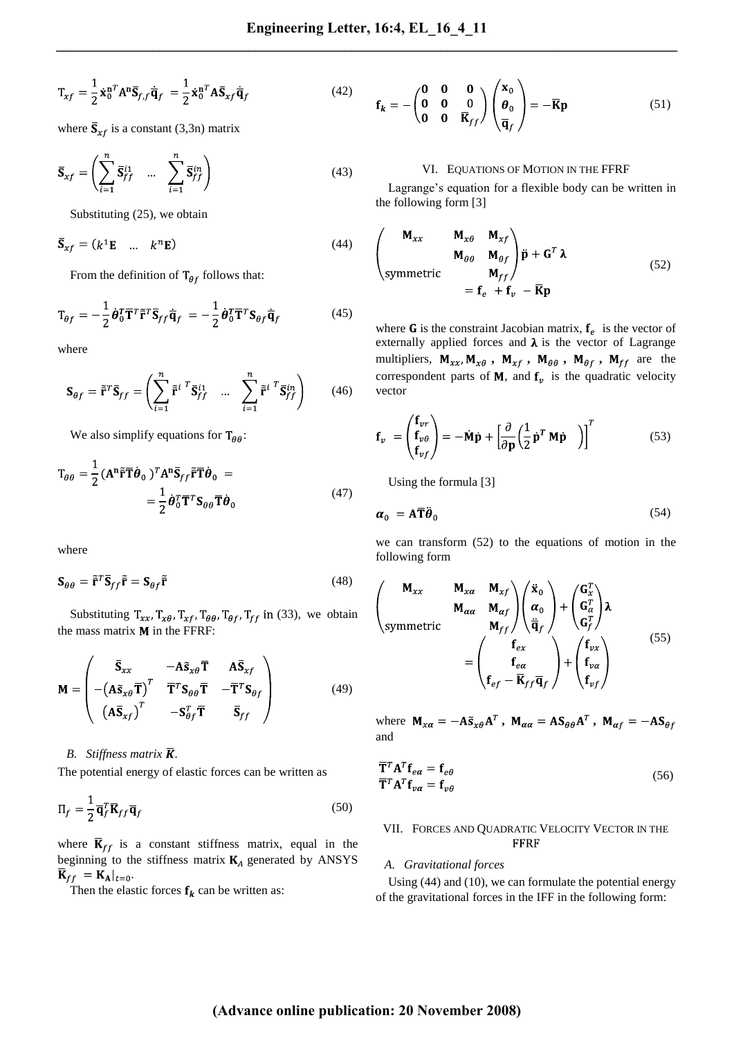$$\mathrm{T}_{xf} = \frac{1}{2}\dot{\mathbf{x}}_0^{\mathbf{n}^T}\mathbf{A}^{\mathbf{n}}\bar{\mathbf{S}}_{f,f}\dot{\bar{\mathbf{q}}}_f = \frac{1}{2}\dot{\mathbf{x}}_0^{\mathbf{n}^T}\mathbf{A}\bar{\mathbf{S}}_{xf}\dot{\bar{\mathbf{q}}}_f \tag{42}$$

where $\bar{\mathbf{S}}_{xf}$ is a constant (3,3n) matrix

$$\bar{\mathbf{S}}_{xf} = \left(\sum_{i=1}^{n}\bar{\mathbf{S}}_{ff}^{i1} \quad \dots \quad \sum_{i=1}^{n}\bar{\mathbf{S}}_{ff}^{in}\right) \tag{43}$$

Substituting (25), we obtain

$$\bar{\mathbf{S}}_{xf} = (k^1\mathbf{E} \quad \dots \quad k^n\mathbf{E}) \tag{44}$$

From the definition of $\mathrm{T}_{\theta f}$ follows that:

$$\mathrm{T}_{\theta f} = -\frac{1}{2}\dot{\boldsymbol{\theta}}_0^T\bar{\mathbf{T}}^T\tilde{\bar{\mathbf{r}}}^T\bar{\mathbf{S}}_{ff}\dot{\bar{\mathbf{q}}}_f = -\frac{1}{2}\dot{\boldsymbol{\theta}}_0^T\bar{\mathbf{T}}^T\mathbf{S}_{\theta f}\dot{\bar{\mathbf{q}}}_f \tag{45}$$

where

$$\mathbf{S}_{\theta f} = \tilde{\bar{\mathbf{r}}}^T\bar{\mathbf{S}}_{ff} = \left(\sum_{i=1}^{n}\tilde{\bar{\mathbf{r}}}^{i\,T}\bar{\mathbf{S}}_{ff}^{i1} \quad \dots \quad \sum_{i=1}^{n}\tilde{\bar{\mathbf{r}}}^{i\,T}\bar{\mathbf{S}}_{ff}^{in}\right) \tag{46}$$

We also simplify equations for $\mathrm{T}_{\theta\theta}$:

$$\mathrm{T}_{\theta\theta} = \frac{1}{2}(\mathbf{A}^{\mathbf{n}}\tilde{\bar{\mathbf{r}}}\bar{\mathbf{T}}\dot{\boldsymbol{\theta}}_0)^T\mathbf{A}^{\mathbf{n}}\bar{\mathbf{S}}_{ff}\tilde{\bar{\mathbf{r}}}\bar{\mathbf{T}}\dot{\boldsymbol{\theta}}_0 = \frac{1}{2}\dot{\boldsymbol{\theta}}_0^T\bar{\mathbf{T}}^T\mathbf{S}_{\theta\theta}\bar{\mathbf{T}}\dot{\boldsymbol{\theta}}_0 \tag{47}$$

where

$$\mathbf{S}_{\theta\theta} = \tilde{\bar{\mathbf{r}}}^T\bar{\mathbf{S}}_{ff}\tilde{\bar{\mathbf{r}}} = \mathbf{S}_{\theta f}\tilde{\bar{\mathbf{r}}} \tag{48}$$

Substituting $\mathrm{T}_{xx}, \mathrm{T}_{x\theta}, \mathrm{T}_{xf}, \mathrm{T}_{\theta\theta}, \mathrm{T}_{\theta f}, \mathrm{T}_{ff}$ in (33), we obtain the mass matrix $\mathbf{M}$ in the FFRF:

$$\mathbf{M} = \begin{pmatrix} \bar{\mathbf{S}}_{xx} & -\mathbf{A}\tilde{\mathbf{s}}_{x\theta}\bar{\mathbf{T}} & \mathbf{A}\bar{\mathbf{S}}_{xf} \\ -\left(\mathbf{A}\tilde{\mathbf{s}}_{x\theta}\bar{\mathbf{T}}\right)^T & \bar{\mathbf{T}}^T\mathbf{S}_{\theta\theta}\bar{\mathbf{T}} & -\bar{\mathbf{T}}^T\mathbf{S}_{\theta f} \\ \left(\mathbf{A}\bar{\mathbf{S}}_{xf}\right)^T & -\mathbf{S}_{\theta f}^T\bar{\mathbf{T}} & \bar{\mathbf{S}}_{ff} \end{pmatrix} \tag{49}$$

### B. Stiffness matrix $\bar{\boldsymbol{K}}$.

The potential energy of elastic forces can be written as

$$\Pi_f = \frac{1}{2}\bar{\mathbf{q}}_f^T\bar{\mathbf{K}}_{ff}\bar{\mathbf{q}}_f \tag{50}$$

where $\bar{\mathbf{K}}_{ff}$ is a constant stiffness matrix, equal in the beginning to the stiffness matrix $\mathbf{K}_A$ generated by ANSYS $\bar{\mathbf{K}}_{ff} = \mathbf{K}_{\mathbf{A}}|_{t=0}$.

Then the elastic forces $\mathbf{f}_k$ can be written as:

$$\mathbf{f}_k = -\begin{pmatrix} \mathbf{0} & \mathbf{0} & \mathbf{0} \\ \mathbf{0} & \mathbf{0} & 0 \\ \mathbf{0} & \mathbf{0} & \bar{\mathbf{K}}_{ff} \end{pmatrix}\begin{pmatrix} \mathbf{x}_0 \\ \boldsymbol{\theta}_0 \\ \bar{\mathbf{q}}_f \end{pmatrix} = -\bar{\mathbf{K}}\mathbf{p} \tag{51}$$

## VI. Equations of Motion in the FFRF

Lagrange's equation for a flexible body can be written in the following form [3]

$$\begin{pmatrix} \mathbf{M}_{xx} & \mathbf{M}_{x\theta} & \mathbf{M}_{xf} \\ & \mathbf{M}_{\theta\theta} & \mathbf{M}_{\theta f} \\ \text{symmetric} & & \mathbf{M}_{ff} \end{pmatrix}\ddot{\mathbf{p}} + \mathbf{G}^T\boldsymbol{\lambda} = \mathbf{f}_e + \mathbf{f}_v - \bar{\mathbf{K}}\mathbf{p} \tag{52}$$

where $\mathbf{G}$ is the constraint Jacobian matrix, $\mathbf{f}_e$ is the vector of externally applied forces and $\boldsymbol{\lambda}$ is the vector of Lagrange multipliers, $\mathbf{M}_{xx}, \mathbf{M}_{x\theta}$, $\mathbf{M}_{xf}$, $\mathbf{M}_{\theta\theta}$, $\mathbf{M}_{\theta f}$, $\mathbf{M}_{ff}$ are the correspondent parts of $\mathbf{M}$, and $\mathbf{f}_v$ is the quadratic velocity vector

$$\mathbf{f}_v = \begin{pmatrix} \mathbf{f}_{vr} \\ \mathbf{f}_{v\theta} \\ \mathbf{f}_{vf} \end{pmatrix} = -\dot{\mathbf{M}}\dot{\mathbf{p}} + \left[\frac{\partial}{\partial\mathbf{p}}\left(\frac{1}{2}\dot{\mathbf{p}}^T\mathbf{M}\dot{\mathbf{p}}\right)\right]^T \tag{53}$$

Using the formula [3]

$$\boldsymbol{\alpha}_0 = \mathbf{A}\bar{\mathbf{T}}\ddot{\boldsymbol{\theta}}_0 \tag{54}$$

we can transform (52) to the equations of motion in the following form

$$\begin{pmatrix} \mathbf{M}_{xx} & \mathbf{M}_{x\alpha} & \mathbf{M}_{xf} \\ & \mathbf{M}_{\alpha\alpha} & \mathbf{M}_{\alpha f} \\ \text{symmetric} & & \mathbf{M}_{ff} \end{pmatrix}\begin{pmatrix} \ddot{\mathbf{x}}_0 \\ \boldsymbol{\alpha}_0 \\ \ddot{\bar{\mathbf{q}}}_f \end{pmatrix} + \begin{pmatrix} \mathbf{G}_x^T \\ \mathbf{G}_\alpha^T \\ \mathbf{G}_f^T \end{pmatrix}\boldsymbol{\lambda} = \begin{pmatrix} \mathbf{f}_{ex} \\ \mathbf{f}_{e\alpha} \\ \mathbf{f}_{ef} - \bar{\mathbf{K}}_{ff}\bar{\mathbf{q}}_f \end{pmatrix} + \begin{pmatrix} \mathbf{f}_{vx} \\ \mathbf{f}_{v\alpha} \\ \mathbf{f}_{vf} \end{pmatrix} \tag{55}$$

where $\mathbf{M}_{x\alpha} = -\mathbf{A}\tilde{\mathbf{s}}_{x\theta}\mathbf{A}^T$, $\mathbf{M}_{\alpha\alpha} = \mathbf{A}\mathbf{S}_{\theta\theta}\mathbf{A}^T$, $\mathbf{M}_{\alpha f} = -\mathbf{A}\mathbf{S}_{\theta f}$ and

$$\begin{aligned} \bar{\mathbf{T}}^T\mathbf{A}^T\mathbf{f}_{e\alpha} &= \mathbf{f}_{e\theta} \\ \bar{\mathbf{T}}^T\mathbf{A}^T\mathbf{f}_{v\alpha} &= \mathbf{f}_{v\theta} \end{aligned} \tag{56}$$

## VII. Forces and Quadratic Velocity Vector in the FFRF

### A. Gravitational forces

Using (44) and (10), we can formulate the potential energy of the gravitational forces in the IFF in the following form: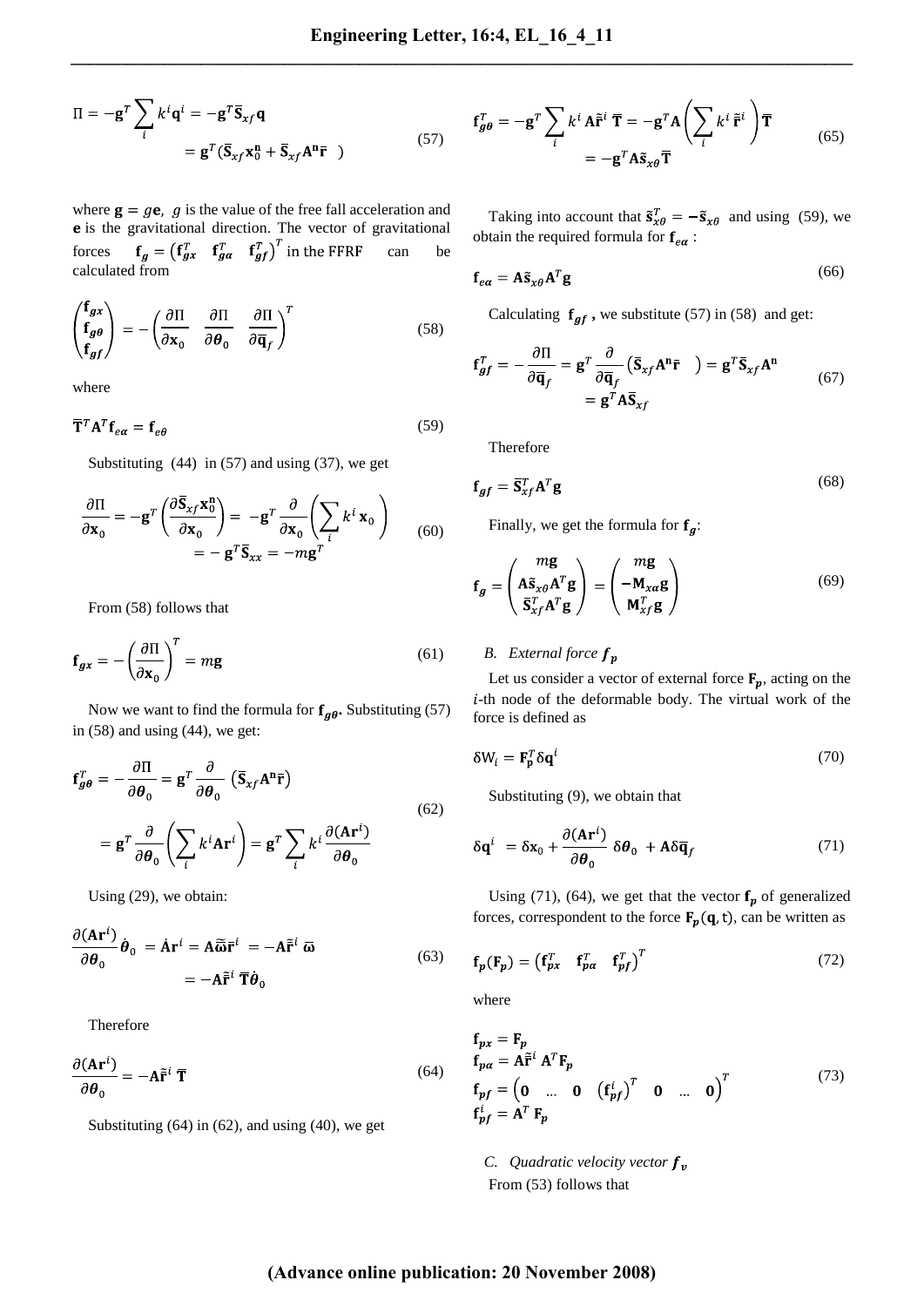$$\Pi = -\mathbf{g}^T \sum_i k^i \mathbf{q}^i = -\mathbf{g}^T \bar{\mathbf{S}}_{xf} \mathbf{q} = \mathbf{g}^T (\bar{\mathbf{S}}_{xf} \mathbf{x}_0^{\mathbf{n}} + \bar{\mathbf{S}}_{xf} \mathbf{A}^{\mathbf{n}} \bar{\mathbf{r}} \quad ) \tag{57}$$

where $\mathbf{g} = g\mathbf{e}$, $g$ is the value of the free fall acceleration and $\mathbf{e}$ is the gravitational direction. The vector of gravitational forces $\mathbf{f}_g = \begin{pmatrix} \mathbf{f}_{gx}^T & \mathbf{f}_{g\alpha}^T & \mathbf{f}_{gf}^T \end{pmatrix}^T$ in the FFRF can be calculated from

$$\begin{pmatrix} \mathbf{f}_{gx} \\ \mathbf{f}_{g\theta} \\ \mathbf{f}_{gf} \end{pmatrix} = -\begin{pmatrix} \frac{\partial \Pi}{\partial \mathbf{x}_0} & \frac{\partial \Pi}{\partial \boldsymbol{\theta}_0} & \frac{\partial \Pi}{\partial \bar{\mathbf{q}}_f} \end{pmatrix}^T \tag{58}$$

where

$$\bar{\mathbf{T}}^T \mathbf{A}^T \mathbf{f}_{e\alpha} = \mathbf{f}_{e\theta} \tag{59}$$

Substituting (44) in (57) and using (37), we get

$$\frac{\partial \Pi}{\partial \mathbf{x}_0} = -\mathbf{g}^T \left( \frac{\partial \bar{\mathbf{S}}_{xf} \mathbf{x}_0^{\mathbf{n}}}{\partial \mathbf{x}_0} \right) = -\mathbf{g}^T \frac{\partial}{\partial \mathbf{x}_0} \left( \sum_i k^i \, \mathbf{x}_0 \right) = -\mathbf{g}^T \bar{\mathbf{S}}_{xx} = -m\mathbf{g}^T \tag{60}$$

From (58) follows that

$$\mathbf{f}_{gx} = -\left( \frac{\partial \Pi}{\partial \mathbf{x}_0} \right)^T = m\mathbf{g} \tag{61}$$

Now we want to find the formula for $\mathbf{f}_{g\theta}$. Substituting (57) in (58) and using (44), we get:

$$\mathbf{f}_{g\theta}^T = -\frac{\partial \Pi}{\partial \boldsymbol{\theta}_0} = \mathbf{g}^T \frac{\partial}{\partial \boldsymbol{\theta}_0} \left( \bar{\mathbf{S}}_{xf} \mathbf{A}^{\mathbf{n}} \bar{\mathbf{r}} \right) = \mathbf{g}^T \frac{\partial}{\partial \boldsymbol{\theta}_0} \left( \sum_i k^i \mathbf{A} \mathbf{r}^i \right) = \mathbf{g}^T \sum_i k^i \frac{\partial (\mathbf{A}\mathbf{r}^i)}{\partial \boldsymbol{\theta}_0} \tag{62}$$

Using (29), we obtain:

$$\frac{\partial (\mathbf{A}\mathbf{r}^i)}{\partial \boldsymbol{\theta}_0} \dot{\boldsymbol{\theta}}_0 = \dot{\mathbf{A}} \mathbf{r}^i = \mathbf{A} \tilde{\bar{\boldsymbol{\omega}}} \bar{\mathbf{r}}^i = -\mathbf{A} \tilde{\bar{\mathbf{r}}}^i \, \bar{\boldsymbol{\omega}} = -\mathbf{A} \tilde{\bar{\mathbf{r}}}^i \, \bar{\mathbf{T}} \dot{\boldsymbol{\theta}}_0 \tag{63}$$

Therefore

$$\frac{\partial (\mathbf{A}\mathbf{r}^i)}{\partial \boldsymbol{\theta}_0} = -\mathbf{A} \tilde{\bar{\mathbf{r}}}^i \, \bar{\mathbf{T}} \tag{64}$$

Substituting (64) in (62), and using (40), we get

$$\mathbf{f}_{g\theta}^T = -\mathbf{g}^T \sum_i k^i \mathbf{A} \tilde{\bar{\mathbf{r}}}^i \, \bar{\mathbf{T}} = -\mathbf{g}^T \mathbf{A} \left( \sum_i k^i \, \tilde{\bar{\mathbf{r}}}^i \right) \bar{\mathbf{T}} = -\mathbf{g}^T \mathbf{A} \tilde{\mathbf{s}}_{x\theta} \bar{\mathbf{T}} \tag{65}$$

Taking into account that $\tilde{\mathbf{s}}_{x\theta}^T = -\tilde{\mathbf{s}}_{x\theta}$ and using (59), we obtain the required formula for $\mathbf{f}_{e\alpha}$ :

$$\mathbf{f}_{e\alpha} = \mathbf{A} \tilde{\mathbf{s}}_{x\theta} \mathbf{A}^T \mathbf{g} \tag{66}$$

Calculating $\mathbf{f}_{gf}$ , we substitute (57) in (58) and get:

$$\mathbf{f}_{gf}^T = -\frac{\partial \Pi}{\partial \bar{\mathbf{q}}_f} = \mathbf{g}^T \frac{\partial}{\partial \bar{\mathbf{q}}_f} \left( \bar{\mathbf{S}}_{xf} \mathbf{A}^{\mathbf{n}} \bar{\mathbf{r}} \quad \right) = \mathbf{g}^T \bar{\mathbf{S}}_{xf} \mathbf{A}^{\mathbf{n}} = \mathbf{g}^T \mathbf{A} \bar{\mathbf{S}}_{xf} \tag{67}$$

Therefore

$$\mathbf{f}_{gf} = \bar{\mathbf{S}}_{xf}^T \mathbf{A}^T \mathbf{g} \tag{68}$$

Finally, we get the formula for $\mathbf{f}_g$:

$$\mathbf{f}_g = \begin{pmatrix} m\mathbf{g} \\ \mathbf{A} \tilde{\mathbf{s}}_{x\theta} \mathbf{A}^T \mathbf{g} \\ \bar{\mathbf{S}}_{xf}^T \mathbf{A}^T \mathbf{g} \end{pmatrix} = \begin{pmatrix} m\mathbf{g} \\ -\mathbf{M}_{x\alpha} \mathbf{g} \\ \mathbf{M}_{xf}^T \mathbf{g} \end{pmatrix} \tag{69}$$

### B. *External force $f_p$*

Let us consider a vector of external force $\mathbf{F}_p$, acting on the $i$-th node of the deformable body. The virtual work of the force is defined as

$$\delta \mathrm{W}_i = \mathbf{F}_p^T \delta \mathbf{q}^i \tag{70}$$

Substituting (9), we obtain that

$$\delta \mathbf{q}^i = \delta \mathbf{x}_0 + \frac{\partial (\mathbf{A}\mathbf{r}^i)}{\partial \boldsymbol{\theta}_0} \, \delta \boldsymbol{\theta}_0 + \mathbf{A} \delta \bar{\mathbf{q}}_f \tag{71}$$

Using (71), (64), we get that the vector $\mathbf{f}_p$ of generalized forces, correspondent to the force $\mathbf{F}_p(\mathbf{q}, \mathrm{t})$, can be written as

$$\mathbf{f}_p(\mathbf{F}_p) = \begin{pmatrix} \mathbf{f}_{px}^T & \mathbf{f}_{p\alpha}^T & \mathbf{f}_{pf}^T \end{pmatrix}^T \tag{72}$$

where

$$\begin{aligned} &\mathbf{f}_{px} = \mathbf{F}_p \\ &\mathbf{f}_{p\alpha} = \mathbf{A} \tilde{\bar{\mathbf{r}}}^i \, \mathbf{A}^T \mathbf{F}_p \\ &\mathbf{f}_{pf} = \begin{pmatrix} \mathbf{0} & \dots & \mathbf{0} & (\mathbf{f}_{pf}^i)^T & \mathbf{0} & \dots & \mathbf{0} \end{pmatrix}^T \\ &\mathbf{f}_{pf}^i = \mathbf{A}^T \, \mathbf{F}_p \end{aligned} \tag{73}$$

### C. *Quadratic velocity vector $f_v$*

From (53) follows that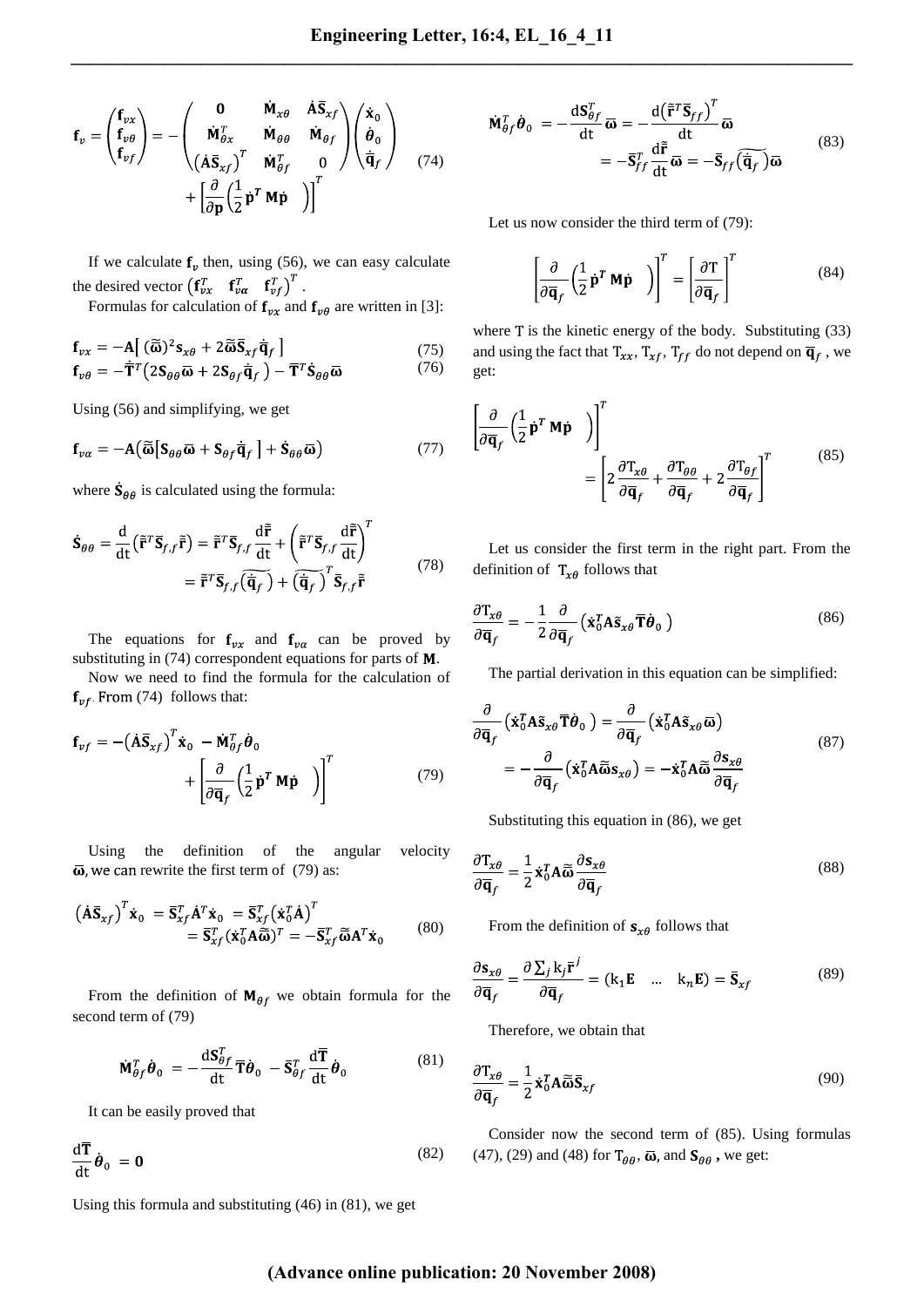$$\mathbf{f}_v = \begin{pmatrix} \mathbf{f}_{vx} \\ \mathbf{f}_{v\theta} \\ \mathbf{f}_{vf} \end{pmatrix} = -\begin{pmatrix} \mathbf{0} & \dot{\mathbf{M}}_{x\theta} & \dot{\mathbf{A}}\bar{\mathbf{S}}_{xf} \\ \dot{\mathbf{M}}_{\theta x}^T & \dot{\mathbf{M}}_{\theta\theta} & \dot{\mathbf{M}}_{\theta f} \\ \left(\dot{\mathbf{A}}\bar{\mathbf{S}}_{xf}\right)^T & \dot{\mathbf{M}}_{\theta f}^T & 0 \end{pmatrix} \begin{pmatrix} \dot{\mathbf{x}}_0 \\ \dot{\boldsymbol{\theta}}_0 \\ \dot{\bar{\mathbf{q}}}_f \end{pmatrix} + \left[\frac{\partial}{\partial \mathbf{p}}\left(\frac{1}{2}\dot{\mathbf{p}}^T \mathbf{M}\dot{\mathbf{p}} \quad \right)\right]^T \tag{74}$$

If we calculate $\mathbf{f}_v$ then, using (56), we can easy calculate the desired vector $\left(\mathbf{f}_{vx}^T \quad \mathbf{f}_{v\alpha}^T \quad \mathbf{f}_{vf}^T\right)^T$.

Formulas for calculation of $\mathbf{f}_{vx}$ and $\mathbf{f}_{v\theta}$ are written in [3]:

$$\mathbf{f}_{vx} = -\mathbf{A}\left[ (\tilde{\bar{\boldsymbol{\omega}}})^2 \mathbf{s}_{x\theta} + 2\tilde{\bar{\boldsymbol{\omega}}}\bar{\mathbf{S}}_{xf}\dot{\bar{\mathbf{q}}}_f \right] \tag{75}$$

$$\mathbf{f}_{v\theta} = -\dot{\bar{\mathbf{T}}}^T\left(2\mathbf{S}_{\theta\theta}\bar{\boldsymbol{\omega}} + 2\mathbf{S}_{\theta f}\dot{\bar{\mathbf{q}}}_f\right) - \bar{\mathbf{T}}^T\dot{\mathbf{S}}_{\theta\theta}\bar{\boldsymbol{\omega}} \tag{76}$$

Using (56) and simplifying, we get

$$\mathbf{f}_{v\alpha} = -\mathbf{A}\left(\tilde{\bar{\boldsymbol{\omega}}}\left[\mathbf{S}_{\theta\theta}\bar{\boldsymbol{\omega}} + \mathbf{S}_{\theta f}\dot{\bar{\mathbf{q}}}_f\right] + \dot{\mathbf{S}}_{\theta\theta}\bar{\boldsymbol{\omega}}\right) \tag{77}$$

where $\dot{\mathbf{S}}_{\theta\theta}$ is calculated using the formula:

$$\dot{\mathbf{S}}_{\theta\theta} = \frac{\mathrm{d}}{\mathrm{d}t}\left(\tilde{\bar{\mathbf{r}}}^T\bar{\mathbf{S}}_{f,f}\tilde{\bar{\mathbf{r}}}\right) = \tilde{\bar{\mathbf{r}}}^T\bar{\mathbf{S}}_{f,f}\frac{\mathrm{d}\tilde{\bar{\mathbf{r}}}}{\mathrm{d}t} + \left(\tilde{\bar{\mathbf{r}}}^T\bar{\mathbf{S}}_{f,f}\frac{\mathrm{d}\tilde{\bar{\mathbf{r}}}}{\mathrm{d}t}\right)^T = \tilde{\bar{\mathbf{r}}}^T\bar{\mathbf{S}}_{f,f}\left(\widetilde{\dot{\bar{\mathbf{q}}}_f}\right) + \left(\widetilde{\dot{\bar{\mathbf{q}}}_f}\right)^T\bar{\mathbf{S}}_{f,f}\tilde{\bar{\mathbf{r}}} \tag{78}$$

The equations for $\mathbf{f}_{vx}$ and $\mathbf{f}_{v\alpha}$ can be proved by substituting in (74) correspondent equations for parts of $\mathbf{M}$.

Now we need to find the formula for the calculation of $\mathbf{f}_{vf}$. From (74) follows that:

$$\mathbf{f}_{vf} = -\left(\dot{\mathbf{A}}\bar{\mathbf{S}}_{xf}\right)^T\dot{\mathbf{x}}_0 - \dot{\mathbf{M}}_{\theta f}^T\dot{\boldsymbol{\theta}}_0 + \left[\frac{\partial}{\partial \bar{\mathbf{q}}_f}\left(\frac{1}{2}\dot{\mathbf{p}}^T \mathbf{M}\dot{\mathbf{p}} \quad \right)\right]^T \tag{79}$$

Using the definition of the angular velocity $\bar{\boldsymbol{\omega}}$, we can rewrite the first term of (79) as:

$$\left(\dot{\mathbf{A}}\bar{\mathbf{S}}_{xf}\right)^T\dot{\mathbf{x}}_0 = \bar{\mathbf{S}}_{xf}^T\dot{\mathbf{A}}^T\dot{\mathbf{x}}_0 = \bar{\mathbf{S}}_{xf}^T\left(\dot{\mathbf{x}}_0^T\dot{\mathbf{A}}\right)^T = \bar{\mathbf{S}}_{xf}^T(\dot{\mathbf{x}}_0^T\mathbf{A}\tilde{\bar{\boldsymbol{\omega}}})^T = -\bar{\mathbf{S}}_{xf}^T\tilde{\bar{\boldsymbol{\omega}}}\mathbf{A}^T\dot{\mathbf{x}}_0 \tag{80}$$

From the definition of $\mathbf{M}_{\theta f}$ we obtain formula for the second term of (79)

$$\dot{\mathbf{M}}_{\theta f}^T\dot{\boldsymbol{\theta}}_0 = -\frac{\mathrm{d}\mathbf{S}_{\theta f}^T}{\mathrm{d}t}\bar{\mathbf{T}}\dot{\boldsymbol{\theta}}_0 - \bar{\mathbf{S}}_{\theta f}^T\frac{\mathrm{d}\bar{\mathbf{T}}}{\mathrm{d}t}\dot{\boldsymbol{\theta}}_0 \tag{81}$$

It can be easily proved that

$$\frac{\mathrm{d}\bar{\mathbf{T}}}{\mathrm{d}t}\dot{\boldsymbol{\theta}}_0 = \mathbf{0} \tag{82}$$

Using this formula and substituting (46) in (81), we get

$$\dot{\mathbf{M}}_{\theta f}^T\dot{\boldsymbol{\theta}}_0 = -\frac{\mathrm{d}\mathbf{S}_{\theta f}^T}{\mathrm{d}t}\bar{\boldsymbol{\omega}} = -\frac{\mathrm{d}\left(\tilde{\bar{\mathbf{r}}}^T\bar{\mathbf{S}}_{ff}\right)^T}{\mathrm{d}t}\bar{\boldsymbol{\omega}} = -\bar{\mathbf{S}}_{ff}^T\frac{\mathrm{d}\tilde{\bar{\mathbf{r}}}}{\mathrm{d}t}\bar{\boldsymbol{\omega}} = -\bar{\mathbf{S}}_{ff}\left(\widetilde{\dot{\bar{\mathbf{q}}}_f}\right)\bar{\boldsymbol{\omega}} \tag{83}$$

Let us now consider the third term of (79):

$$\left[\frac{\partial}{\partial \bar{\mathbf{q}}_f}\left(\frac{1}{2}\dot{\mathbf{p}}^T \mathbf{M}\dot{\mathbf{p}} \quad \right)\right]^T = \left[\frac{\partial \mathrm{T}}{\partial \bar{\mathbf{q}}_f}\right]^T \tag{84}$$

where $\mathrm{T}$ is the kinetic energy of the body. Substituting (33) and using the fact that $\mathrm{T}_{xx}$, $\mathrm{T}_{xf}$, $\mathrm{T}_{ff}$ do not depend on $\bar{\mathbf{q}}_f$, we get:

$$\left[\frac{\partial}{\partial \bar{\mathbf{q}}_f}\left(\frac{1}{2}\dot{\mathbf{p}}^T \mathbf{M}\dot{\mathbf{p}} \quad \right)\right]^T = \left[2\frac{\partial \mathrm{T}_{x\theta}}{\partial \bar{\mathbf{q}}_f} + \frac{\partial \mathrm{T}_{\theta\theta}}{\partial \bar{\mathbf{q}}_f} + 2\frac{\partial \mathrm{T}_{\theta f}}{\partial \bar{\mathbf{q}}_f}\right]^T \tag{85}$$

Let us consider the first term in the right part. From the definition of $\mathrm{T}_{x\theta}$ follows that

$$\frac{\partial \mathrm{T}_{x\theta}}{\partial \bar{\mathbf{q}}_f} = -\frac{1}{2}\frac{\partial}{\partial \bar{\mathbf{q}}_f}\left(\dot{\mathbf{x}}_0^T\mathbf{A}\tilde{\mathbf{s}}_{x\theta}\bar{\mathbf{T}}\dot{\boldsymbol{\theta}}_0\right) \tag{86}$$

The partial derivation in this equation can be simplified:

$$\frac{\partial}{\partial \bar{\mathbf{q}}_f}\left(\dot{\mathbf{x}}_0^T\mathbf{A}\tilde{\mathbf{s}}_{x\theta}\bar{\mathbf{T}}\dot{\boldsymbol{\theta}}_0\right) = \frac{\partial}{\partial \bar{\mathbf{q}}_f}\left(\dot{\mathbf{x}}_0^T\mathbf{A}\tilde{\mathbf{s}}_{x\theta}\bar{\boldsymbol{\omega}}\right) = -\frac{\partial}{\partial \bar{\mathbf{q}}_f}\left(\dot{\mathbf{x}}_0^T\mathbf{A}\tilde{\bar{\boldsymbol{\omega}}}\mathbf{s}_{x\theta}\right) = -\dot{\mathbf{x}}_0^T\mathbf{A}\tilde{\bar{\boldsymbol{\omega}}}\frac{\partial \mathbf{s}_{x\theta}}{\partial \bar{\mathbf{q}}_f} \tag{87}$$

Substituting this equation in (86), we get

$$\frac{\partial \mathrm{T}_{x\theta}}{\partial \bar{\mathbf{q}}_f} = \frac{1}{2}\dot{\mathbf{x}}_0^T\mathbf{A}\tilde{\bar{\boldsymbol{\omega}}}\frac{\partial \mathbf{s}_{x\theta}}{\partial \bar{\mathbf{q}}_f} \tag{88}$$

From the definition of $\mathbf{s}_{x\theta}$ follows that

$$\frac{\partial \mathbf{s}_{x\theta}}{\partial \bar{\mathbf{q}}_f} = \frac{\partial \sum_j \mathrm{k}_j\bar{\mathbf{r}}^j}{\partial \bar{\mathbf{q}}_f} = (\mathrm{k}_1\mathbf{E} \quad \ldots \quad \mathrm{k}_n\mathbf{E}) = \bar{\mathbf{S}}_{xf} \tag{89}$$

Therefore, we obtain that

$$\frac{\partial \mathrm{T}_{x\theta}}{\partial \bar{\mathbf{q}}_f} = \frac{1}{2}\dot{\mathbf{x}}_0^T\mathbf{A}\tilde{\bar{\boldsymbol{\omega}}}\bar{\mathbf{S}}_{xf} \tag{90}$$

Consider now the second term of (85). Using formulas (47), (29) and (48) for $\mathrm{T}_{\theta\theta}$, $\bar{\boldsymbol{\omega}}$, and $\mathbf{S}_{\theta\theta}$, we get: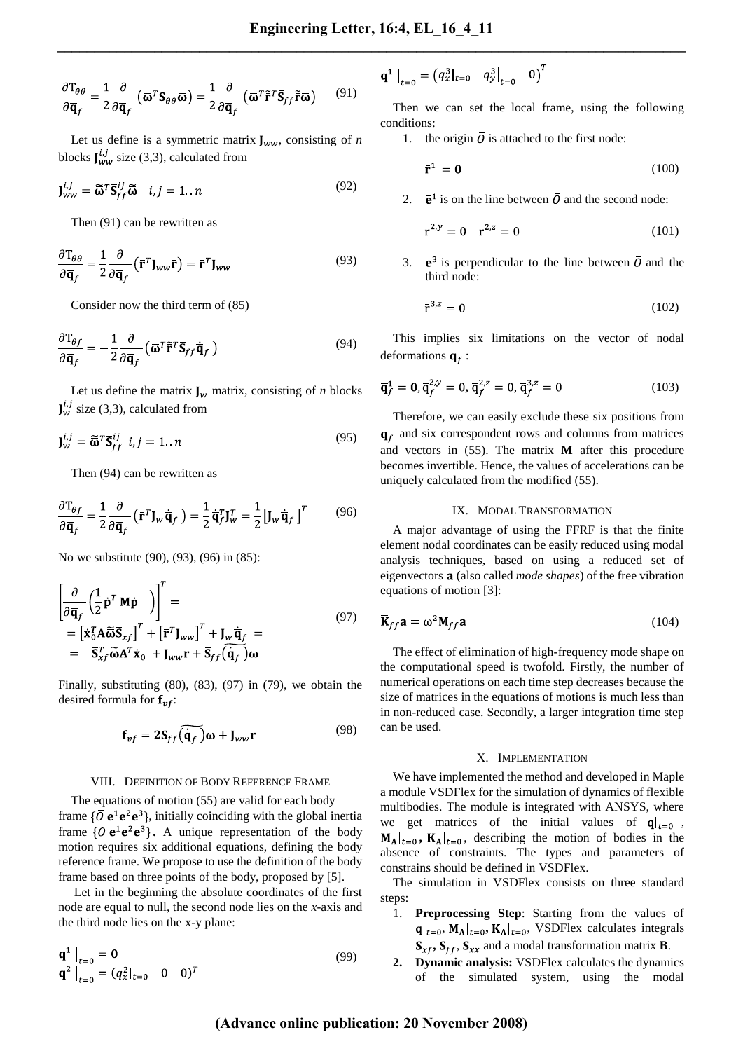$$\frac{\partial T_{\theta\theta}}{\partial \bar{\mathbf{q}}_f} = \frac{1}{2}\frac{\partial}{\partial \bar{\mathbf{q}}_f}\left(\bar{\boldsymbol{\omega}}^T \mathbf{S}_{\theta\theta}\bar{\boldsymbol{\omega}}\right) = \frac{1}{2}\frac{\partial}{\partial \bar{\mathbf{q}}_f}\left(\bar{\boldsymbol{\omega}}^T \tilde{\bar{\mathbf{r}}}^T \bar{\mathbf{S}}_{ff}\tilde{\bar{\mathbf{r}}}\bar{\boldsymbol{\omega}}\right) \quad (91)$$

Let us define is a symmetric matrix $\mathbf{J}_{ww}$, consisting of $n$ blocks $\mathbf{J}_{ww}^{i,j}$ size (3,3), calculated from

$$\mathbf{J}_{ww}^{i,j} = \tilde{\bar{\boldsymbol{\omega}}}^T \bar{\mathbf{S}}_{ff}^{ij}\tilde{\bar{\boldsymbol{\omega}}} \quad i,j = 1..n \quad (92)$$

Then (91) can be rewritten as

$$\frac{\partial T_{\theta\theta}}{\partial \bar{\mathbf{q}}_f} = \frac{1}{2}\frac{\partial}{\partial \bar{\mathbf{q}}_f}\left(\bar{\mathbf{r}}^T \mathbf{J}_{ww}\bar{\mathbf{r}}\right) = \bar{\mathbf{r}}^T \mathbf{J}_{ww} \quad (93)$$

Consider now the third term of (85)

$$\frac{\partial T_{\theta f}}{\partial \bar{\mathbf{q}}_f} = -\frac{1}{2}\frac{\partial}{\partial \bar{\mathbf{q}}_f}\left(\bar{\boldsymbol{\omega}}^T \tilde{\bar{\mathbf{r}}}^T \bar{\mathbf{S}}_{ff}\dot{\bar{\mathbf{q}}}_f\right) \quad (94)$$

Let us define the matrix $\mathbf{J}_w$ matrix, consisting of $n$ blocks $\mathbf{J}_w^{i,j}$ size (3,3), calculated from

$$\mathbf{J}_w^{i,j} = \tilde{\bar{\boldsymbol{\omega}}}^T \bar{\mathbf{S}}_{ff}^{ij} \quad i,j = 1..n \quad (95)$$

Then (94) can be rewritten as

$$\frac{\partial T_{\theta f}}{\partial \bar{\mathbf{q}}_f} = \frac{1}{2}\frac{\partial}{\partial \bar{\mathbf{q}}_f}\left(\bar{\mathbf{r}}^T \mathbf{J}_w \dot{\bar{\mathbf{q}}}_f\right) = \frac{1}{2}\dot{\bar{\mathbf{q}}}_f^T \mathbf{J}_w^T = \frac{1}{2}\left[\mathbf{J}_w \dot{\bar{\mathbf{q}}}_f\right]^T \quad (96)$$

No we substitute (90), (93), (96) in (85):

$$\begin{aligned}\left[\frac{\partial}{\partial \bar{\mathbf{q}}_f}\left(\frac{1}{2}\dot{\mathbf{p}}^T \mathbf{M}\dot{\mathbf{p}}\right)\right]^T &= \\ &= \left[\dot{\mathbf{x}}_0^T \mathbf{A}\tilde{\bar{\boldsymbol{\omega}}}\bar{\mathbf{S}}_{xf}\right]^T + \left[\bar{\mathbf{r}}^T \mathbf{J}_{ww}\right]^T + \mathbf{J}_w \dot{\bar{\mathbf{q}}}_f = \\ &= -\bar{\mathbf{S}}_{xf}^T \tilde{\bar{\boldsymbol{\omega}}}\mathbf{A}^T \dot{\mathbf{x}}_0 + \mathbf{J}_{ww}\bar{\mathbf{r}} + \bar{\mathbf{S}}_{ff}\widetilde{\left(\dot{\bar{\mathbf{q}}}_f\right)}\bar{\boldsymbol{\omega}}\end{aligned} \quad (97)$$

Finally, substituting (80), (83), (97) in (79), we obtain the desired formula for $\mathbf{f}_{vf}$:

$$\mathbf{f}_{vf} = 2\bar{\mathbf{S}}_{ff}\widetilde{\left(\dot{\bar{\mathbf{q}}}_f\right)}\bar{\boldsymbol{\omega}} + \mathbf{J}_{ww}\bar{\mathbf{r}} \quad (98)$$

## VIII. Definition of Body Reference Frame

The equations of motion (55) are valid for each body frame $\{\bar{O}\ \bar{\mathbf{e}}^1\bar{\mathbf{e}}^2\bar{\mathbf{e}}^3\}$, initially coinciding with the global inertia frame $\{O\ \mathbf{e}^1\mathbf{e}^2\mathbf{e}^3\}$. A unique representation of the body motion requires six additional equations, defining the body reference frame. We propose to use the definition of the body frame based on three points of the body, proposed by [5].

Let in the beginning the absolute coordinates of the first node are equal to null, the second node lies on the *x*-axis and the third node lies on the x-y plane:

$$\begin{aligned}\mathbf{q}^1\big|_{t=0} &= \mathbf{0} \\ \mathbf{q}^2\big|_{t=0} &= \left(q_x^2\big|_{t=0} \quad 0 \quad 0\right)^T\end{aligned} \quad (99)$$

$$\mathbf{q}^1\big|_{t=0} = \left(q_x^3\big|_{t=0} \quad q_y^3\big|_{t=0} \quad 0\right)^T$$

Then we can set the local frame, using the following conditions:

1. the origin $\bar{O}$ is attached to the first node:

$$\bar{\mathbf{r}}^1 = \mathbf{0} \quad (100)$$

2. $\bar{\mathbf{e}}^1$ is on the line between $\bar{O}$ and the second node:

$$\bar{r}^{2,y} = 0 \quad \bar{r}^{2,z} = 0 \quad (101)$$

3. $\bar{\mathbf{e}}^3$ is perpendicular to the line between $\bar{O}$ and the third node:

$$\bar{r}^{3,z} = 0 \quad (102)$$

This implies six limitations on the vector of nodal deformations $\bar{\mathbf{q}}_f$ :

$$\bar{\mathbf{q}}_f^1 = \mathbf{0}, \bar{q}_f^{2,y} = 0, \bar{q}_f^{2,z} = 0, \bar{q}_f^{3,z} = 0 \quad (103)$$

Therefore, we can easily exclude these six positions from $\bar{\mathbf{q}}_f$ and six correspondent rows and columns from matrices and vectors in (55). The matrix **M** after this procedure becomes invertible. Hence, the values of accelerations can be uniquely calculated from the modified (55).

## IX. Modal Transformation

A major advantage of using the FFRF is that the finite element nodal coordinates can be easily reduced using modal analysis techniques, based on using a reduced set of eigenvectors **a** (also called *mode shapes*) of the free vibration equations of motion [3]:

$$\bar{\mathbf{K}}_{ff}\mathbf{a} = \omega^2 \mathbf{M}_{ff}\mathbf{a} \quad (104)$$

The effect of elimination of high-frequency mode shape on the computational speed is twofold. Firstly, the number of numerical operations on each time step decreases because the size of matrices in the equations of motions is much less than in non-reduced case. Secondly, a larger integration time step can be used.

## X. Implementation

We have implemented the method and developed in Maple a module VSDFlex for the simulation of dynamics of flexible multibodies. The module is integrated with ANSYS, where we get matrices of the initial values of $\mathbf{q}|_{t=0}$, $\mathbf{M_A}|_{t=0}$, $\mathbf{K_A}|_{t=0}$, describing the motion of bodies in the absence of constraints. The types and parameters of constrains should be defined in VSDFlex.

The simulation in VSDFlex consists on three standard steps:

1. **Preprocessing Step**: Starting from the values of $\mathbf{q}|_{t=0}$, $\mathbf{M_A}|_{t=0}$, $\mathbf{K_A}|_{t=0}$, VSDFlex calculates integrals $\bar{\mathbf{S}}_{xf}$, $\bar{\mathbf{S}}_{ff}$, $\bar{\mathbf{S}}_{xx}$ and a modal transformation matrix **B**.
2. **Dynamic analysis:** VSDFlex calculates the dynamics of the simulated system, using the modal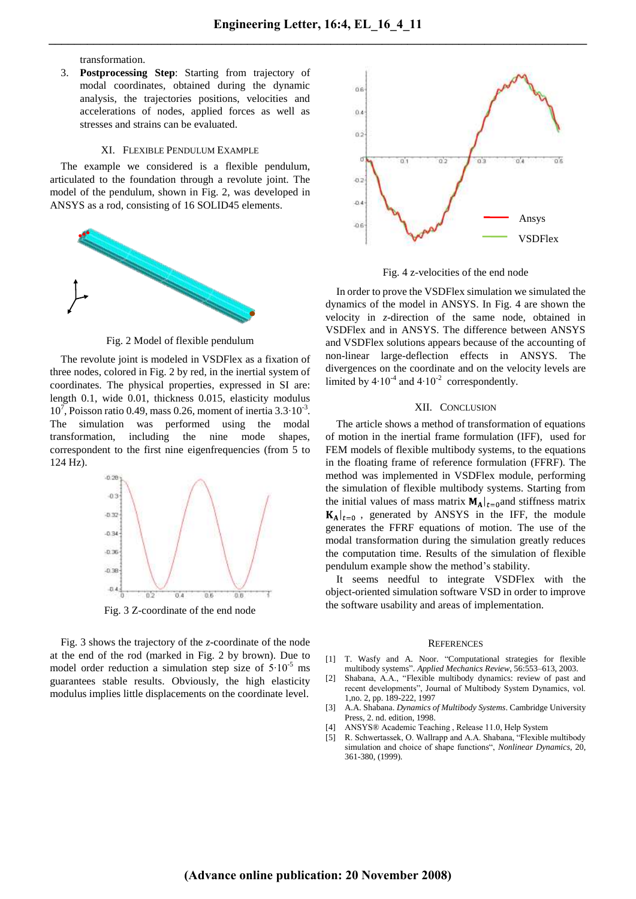transformation.

3. **Postprocessing Step**: Starting from trajectory of modal coordinates, obtained during the dynamic analysis, the trajectories positions, velocities and accelerations of nodes, applied forces as well as stresses and strains can be evaluated.

## XI. Flexible Pendulum Example

The example we considered is a flexible pendulum, articulated to the foundation through a revolute joint. The model of the pendulum, shown in Fig. 2, was developed in ANSYS as a rod, consisting of 16 SOLID45 elements.

Fig. 2 Model of flexible pendulum

The revolute joint is modeled in VSDFlex as a fixation of three nodes, colored in Fig. 2 by red, in the inertial system of coordinates. The physical properties, expressed in SI are: length 0.1, wide 0.01, thickness 0.015, elasticity modulus $10^7$, Poisson ratio 0.49, mass 0.26, moment of inertia $3.3 \cdot 10^{-3}$. The simulation was performed using the modal transformation, including the nine mode shapes, correspondent to the first nine eigenfrequencies (from 5 to 124 Hz).

-0.28
-0.3
-0.32
-0.34
-0.36
-0.38
-0.4
0
0.2
0.4
0.6
0.8
1

Fig. 3 Z-coordinate of the end node

Fig. 3 shows the trajectory of the *z*-coordinate of the node at the end of the rod (marked in Fig. 2 by brown). Due to model order reduction a simulation step size of $5 \cdot 10^{-5}$ ms guarantees stable results. Obviously, the high elasticity modulus implies little displacements on the coordinate level.

0.6
0.4
0.2
0
-0.2
-0.4
-0.6
0.1
0.2
0.3
0.4
0.5
Ansys
VSDFlex

Fig. 4 z-velocities of the end node

In order to prove the VSDFlex simulation we simulated the dynamics of the model in ANSYS. In Fig. 4 are shown the velocity in *z*-direction of the same node, obtained in VSDFlex and in ANSYS. The difference between ANSYS and VSDFlex solutions appears because of the accounting of non-linear large-deflection effects in ANSYS. The divergences on the coordinate and on the velocity levels are limited by $4 \cdot 10^{-4}$ and $4 \cdot 10^{-2}$ correspondently.

## XII. Conclusion

The article shows a method of transformation of equations of motion in the inertial frame formulation (IFF), used for FEM models of flexible multibody systems, to the equations in the floating frame of reference formulation (FFRF). The method was implemented in VSDFlex module, performing the simulation of flexible multibody systems. Starting from the initial values of mass matrix $\mathbf{M_A}|_{t=0}$ and stiffness matrix $\mathbf{K_A}|_{t=0}$, generated by ANSYS in the IFF, the module generates the FFRF equations of motion. The use of the modal transformation during the simulation greatly reduces the computation time. Results of the simulation of flexible pendulum example show the method's stability.

It seems needful to integrate VSDFlex with the object-oriented simulation software VSD in order to improve the software usability and areas of implementation.

## References

[1] T. Wasfy and A. Noor. "Computational strategies for flexible multibody systems". *Applied Mechanics Review*, 56:553–613, 2003.

[2] Shabana, A.A., "Flexible multibody dynamics: review of past and recent developments", Journal of Multibody System Dynamics, vol. 1,no. 2, pp. 189-222, 1997

[3] A.A. Shabana. *Dynamics of Multibody Systems*. Cambridge University Press, 2. nd. edition, 1998.

[4] ANSYS® Academic Teaching , Release 11.0, Help System

[5] R. Schwertassek, O. Wallrapp and A.A. Shabana, "Flexible multibody simulation and choice of shape functions", *Nonlinear Dynamics*, 20, 361-380, (1999).